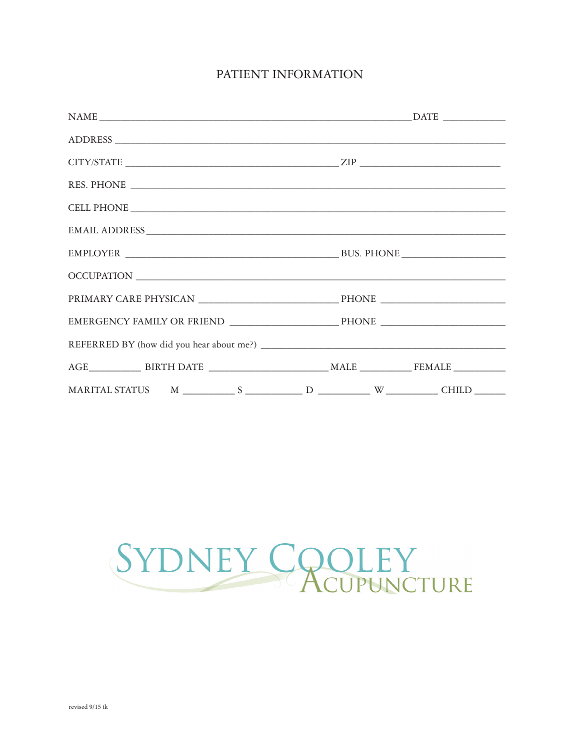# PATIENT INFORMATION

NAME _______________________________________________________________ DATE _____________

ADDRESS ____________________________________________________________________________

CITY/STATE ______________________________________________ ZIP ______________________________

RES. PHONE _________________________________________________________________________

CELL PHONE _________________________________________________________________________

EMAIL ADDRESS ______________________________________________________________________

EMPLOYER ______________________________________________ BUS. PHONE _______________________

OCCUPATION _________________________________________________________________________

PRIMARY CARE PHYSICAN ______________________________ PHONE ___________________________

EMERGENCY FAMILY OR FRIEND ________________________ PHONE ___________________________

REFERRED BY (how did you hear about me?) ________________________________________________

AGE __________ BIRTH DATE __________________________ MALE __________ FEMALE __________

MARITAL STATUS M __________ S ___________ D __________ W __________ CHILD ______

SYDNEY COOLEY
ACUPUNCTURE

revised 9/15 tk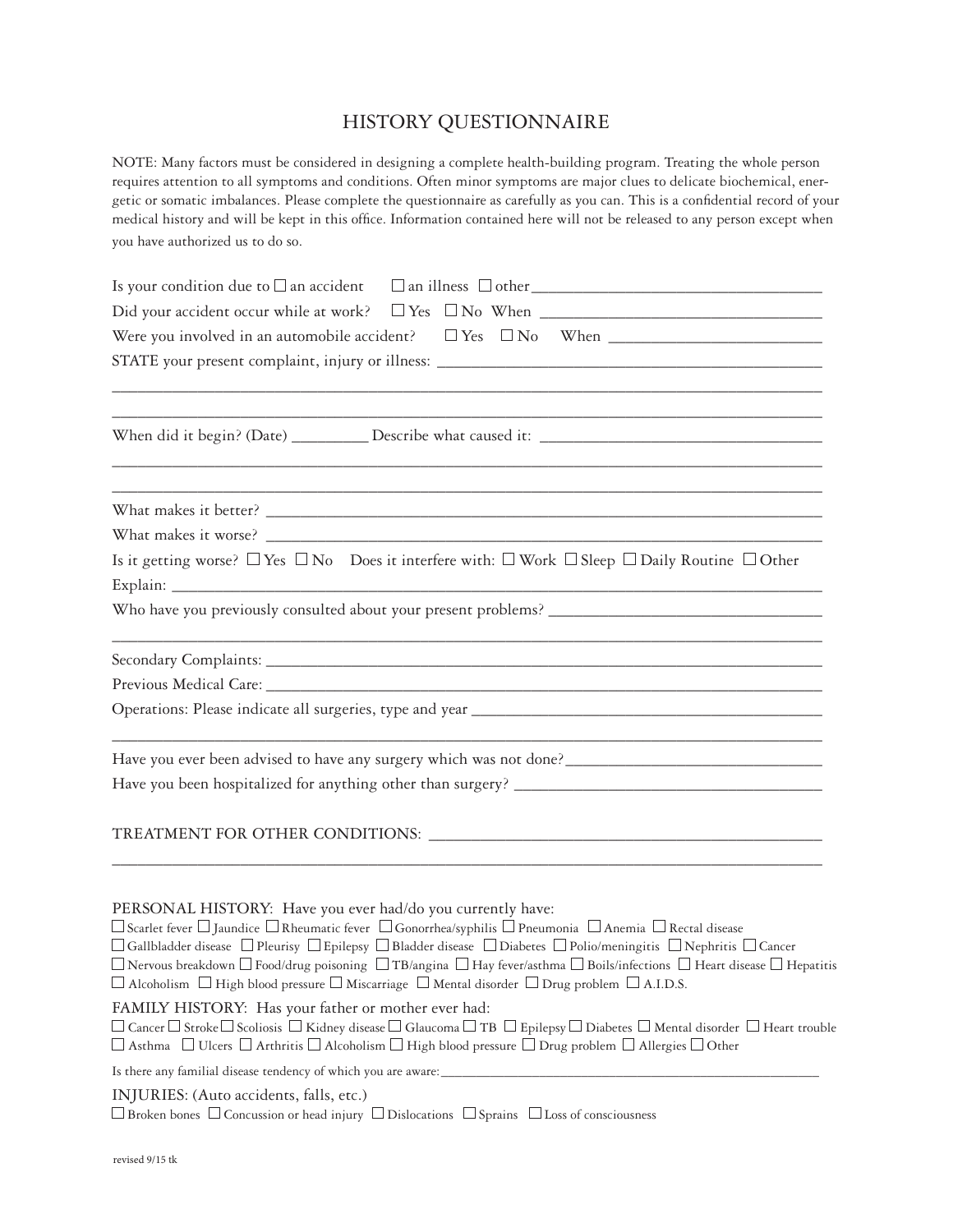# HISTORY QUESTIONNAIRE

NOTE: Many factors must be considered in designing a complete health-building program. Treating the whole person requires attention to all symptoms and conditions. Often minor symptoms are major clues to delicate biochemical, energetic or somatic imbalances. Please complete the questionnaire as carefully as you can. This is a confidential record of your medical history and will be kept in this office. Information contained here will not be released to any person except when you have authorized us to do so.

Is your condition due to ☐ an accident ☐ an illness ☐ other___________________________________

Did your accident occur while at work? ☐ Yes ☐ No When ___________________________________

Were you involved in an automobile accident? ☐ Yes ☐ No When ___________________________

STATE your present complaint, injury or illness: ___________________________________________

___________________________________________________________________________________

___________________________________________________________________________________

When did it begin? (Date) _________ Describe what caused it: ___________________________________

___________________________________________________________________________________

___________________________________________________________________________________

What makes it better? _______________________________________________________________

What makes it worse? _______________________________________________________________

Is it getting worse? ☐ Yes ☐ No Does it interfere with: ☐ Work ☐ Sleep ☐ Daily Routine ☐ Other

Explain: ___________________________________________________________________________

Who have you previously consulted about your present problems? _________________________________

___________________________________________________________________________________

Secondary Complaints: ________________________________________________________________

Previous Medical Care: ________________________________________________________________

Operations: Please indicate all surgeries, type and year _____________________________________________

___________________________________________________________________________________

Have you ever been advised to have any surgery which was not done?_______________________________

Have you been hospitalized for anything other than surgery? ____________________________________

TREATMENT FOR OTHER CONDITIONS: ______________________________________________

___________________________________________________________________________________

PERSONAL HISTORY: Have you ever had/do you currently have:

☐ Scarlet fever ☐ Jaundice ☐ Rheumatic fever ☐ Gonorrhea/syphilis ☐ Pneumonia ☐ Anemia ☐ Rectal disease
☐ Gallbladder disease ☐ Pleurisy ☐ Epilepsy ☐ Bladder disease ☐ Diabetes ☐ Polio/meningitis ☐ Nephritis ☐ Cancer
☐ Nervous breakdown ☐ Food/drug poisoning ☐ TB/angina ☐ Hay fever/asthma ☐ Boils/infections ☐ Heart disease ☐ Hepatitis
☐ Alcoholism ☐ High blood pressure ☐ Miscarriage ☐ Mental disorder ☐ Drug problem ☐ A.I.D.S.

FAMILY HISTORY: Has your father or mother ever had:

☐ Cancer ☐ Stroke ☐ Scoliosis ☐ Kidney disease ☐ Glaucoma ☐ TB ☐ Epilepsy ☐ Diabetes ☐ Mental disorder ☐ Heart trouble
☐ Asthma ☐ Ulcers ☐ Arthritis ☐ Alcoholism ☐ High blood pressure ☐ Drug problem ☐ Allergies ☐ Other

Is there any familial disease tendency of which you are aware:___________________________________________

INJURIES: (Auto accidents, falls, etc.)

☐ Broken bones ☐ Concussion or head injury ☐ Dislocations ☐ Sprains ☐ Loss of consciousness

revised 9/15 tk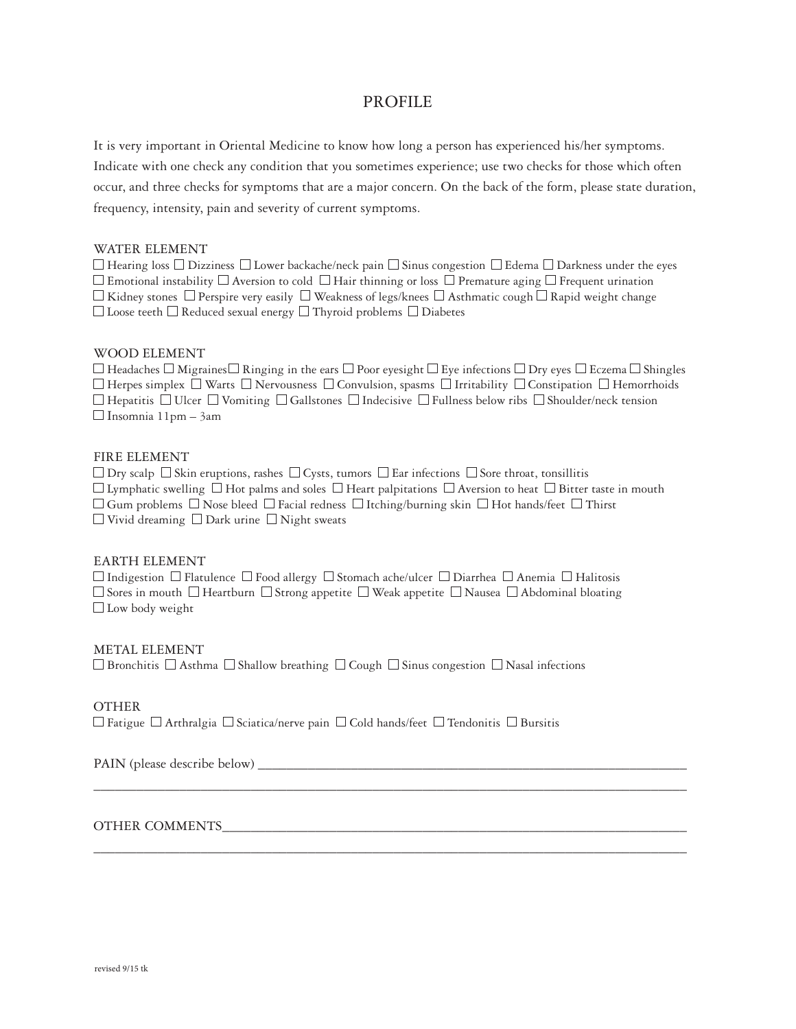# PROFILE

It is very important in Oriental Medicine to know how long a person has experienced his/her symptoms. Indicate with one check any condition that you sometimes experience; use two checks for those which often occur, and three checks for symptoms that are a major concern. On the back of the form, please state duration, frequency, intensity, pain and severity of current symptoms.

## WATER ELEMENT

☐ Hearing loss ☐ Dizziness ☐ Lower backache/neck pain ☐ Sinus congestion ☐ Edema ☐ Darkness under the eyes
☐ Emotional instability ☐ Aversion to cold ☐ Hair thinning or loss ☐ Premature aging ☐ Frequent urination
☐ Kidney stones ☐ Perspire very easily ☐ Weakness of legs/knees ☐ Asthmatic cough ☐ Rapid weight change
☐ Loose teeth ☐ Reduced sexual energy ☐ Thyroid problems ☐ Diabetes

## WOOD ELEMENT

☐ Headaches ☐ Migraines ☐ Ringing in the ears ☐ Poor eyesight ☐ Eye infections ☐ Dry eyes ☐ Eczema ☐ Shingles
☐ Herpes simplex ☐ Warts ☐ Nervousness ☐ Convulsion, spasms ☐ Irritability ☐ Constipation ☐ Hemorrhoids
☐ Hepatitis ☐ Ulcer ☐ Vomiting ☐ Gallstones ☐ Indecisive ☐ Fullness below ribs ☐ Shoulder/neck tension
☐ Insomnia 11pm – 3am

## FIRE ELEMENT

☐ Dry scalp ☐ Skin eruptions, rashes ☐ Cysts, tumors ☐ Ear infections ☐ Sore throat, tonsillitis
☐ Lymphatic swelling ☐ Hot palms and soles ☐ Heart palpitations ☐ Aversion to heat ☐ Bitter taste in mouth
☐ Gum problems ☐ Nose bleed ☐ Facial redness ☐ Itching/burning skin ☐ Hot hands/feet ☐ Thirst
☐ Vivid dreaming ☐ Dark urine ☐ Night sweats

## EARTH ELEMENT

☐ Indigestion ☐ Flatulence ☐ Food allergy ☐ Stomach ache/ulcer ☐ Diarrhea ☐ Anemia ☐ Halitosis
☐ Sores in mouth ☐ Heartburn ☐ Strong appetite ☐ Weak appetite ☐ Nausea ☐ Abdominal bloating
☐ Low body weight

## METAL ELEMENT

☐ Bronchitis ☐ Asthma ☐ Shallow breathing ☐ Cough ☐ Sinus congestion ☐ Nasal infections

## OTHER

☐ Fatigue ☐ Arthralgia ☐ Sciatica/nerve pain ☐ Cold hands/feet ☐ Tendonitis ☐ Bursitis

PAIN (please describe below) ________________________________________________

________________________________________________________________________

OTHER COMMENTS________________________________________________________

________________________________________________________________________

revised 9/15 tk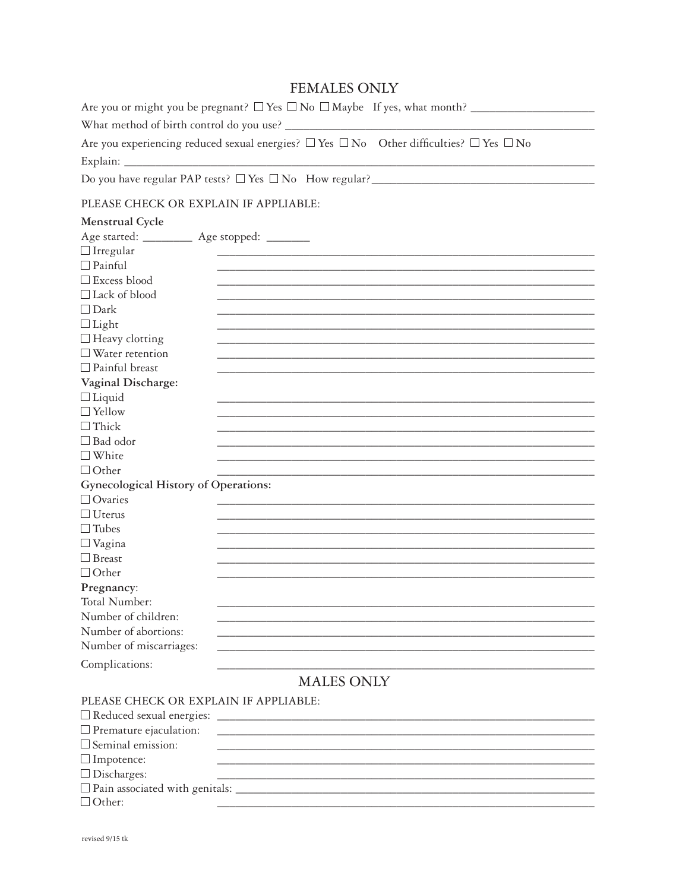## FEMALES ONLY

Are you or might you be pregnant? ☐ Yes ☐ No ☐ Maybe If yes, what month? ____________________

What method of birth control do you use? ____________________________________________________

Are you experiencing reduced sexual energies? ☐ Yes ☐ No Other difficulties? ☐ Yes ☐ No

Explain: ____________________________________________________________________________

Do you have regular PAP tests? ☐ Yes ☐ No How regular? ______________________________________

PLEASE CHECK OR EXPLAIN IF APPLIABLE:

**Menstrual Cycle**

Age started: ________ Age stopped: _______

☐ Irregular ______________________________________________________________

☐ Painful ______________________________________________________________

☐ Excess blood ______________________________________________________________

☐ Lack of blood ______________________________________________________________

☐ Dark ______________________________________________________________

☐ Light ______________________________________________________________

☐ Heavy clotting ______________________________________________________________

☐ Water retention ______________________________________________________________

☐ Painful breast ______________________________________________________________

**Vaginal Discharge:**

☐ Liquid ______________________________________________________________

☐ Yellow ______________________________________________________________

☐ Thick ______________________________________________________________

☐ Bad odor ______________________________________________________________

☐ White ______________________________________________________________

☐ Other ______________________________________________________________

**Gynecological History of Operations:**

☐ Ovaries ______________________________________________________________

☐ Uterus ______________________________________________________________

☐ Tubes ______________________________________________________________

☐ Vagina ______________________________________________________________

☐ Breast ______________________________________________________________

☐ Other ______________________________________________________________

**Pregnancy**:

Total Number: ______________________________________________________________

Number of children: ______________________________________________________________

Number of abortions: ______________________________________________________________

Number of miscarriages: ______________________________________________________________

Complications: ______________________________________________________________

## MALES ONLY

PLEASE CHECK OR EXPLAIN IF APPLIABLE:

☐ Reduced sexual energies: ______________________________________________________________

☐ Premature ejaculation: ______________________________________________________________

☐ Seminal emission: ______________________________________________________________

☐ Impotence: ______________________________________________________________

☐ Discharges: ______________________________________________________________

☐ Pain associated with genitals: ______________________________________________________________

☐ Other: ______________________________________________________________

revised 9/15 tk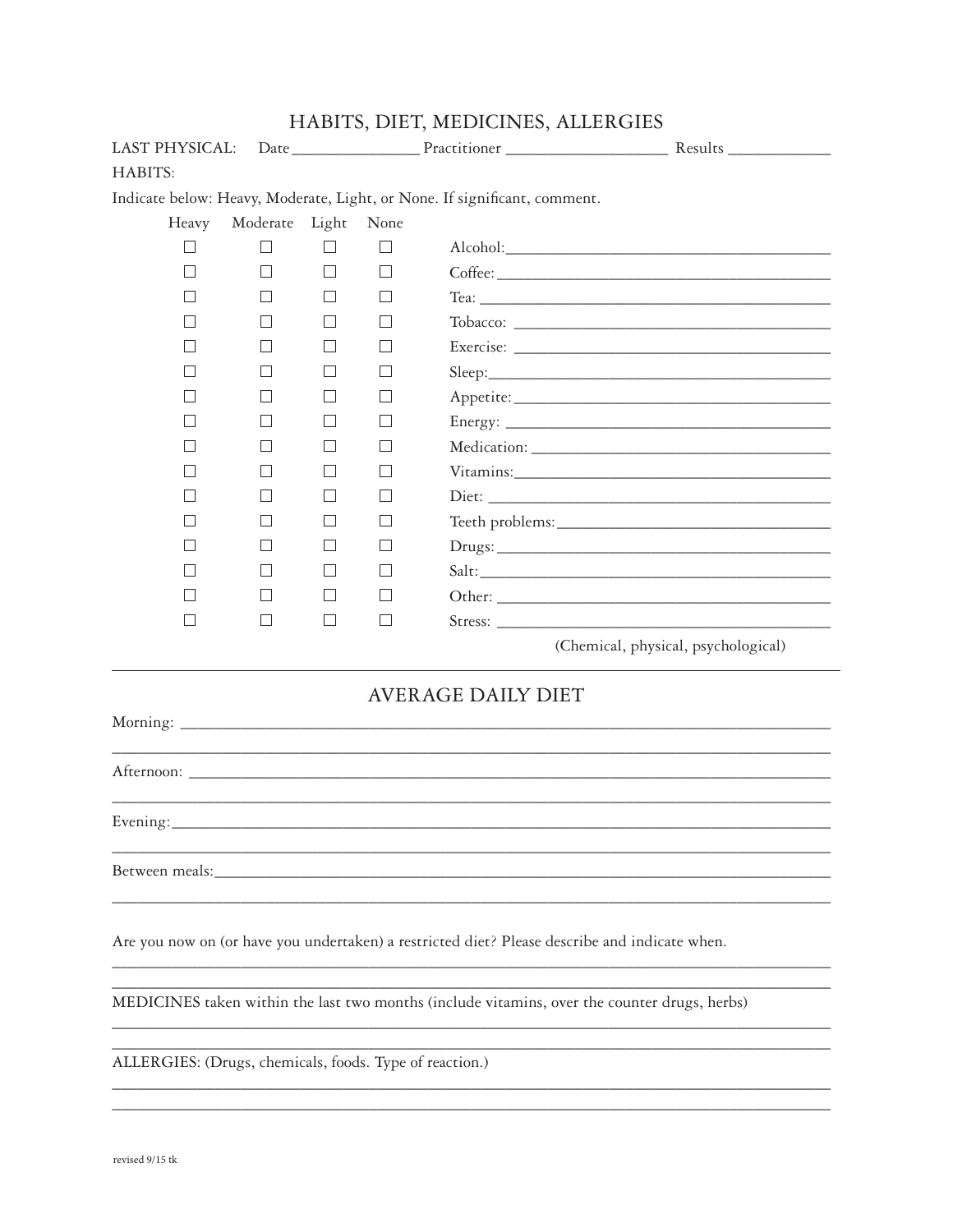# HABITS, DIET, MEDICINES, ALLERGIES

LAST PHYSICAL: Date _______________ Practitioner ___________________ Results ____________

HABITS:

Indicate below: Heavy, Moderate, Light, or None. If significant, comment.

| Heavy | Moderate | Light | None | |
|---|---|---|---|---|
| ☐ | ☐ | ☐ | ☐ | Alcohol: ________________________ |
| ☐ | ☐ | ☐ | ☐ | Coffee: ________________________ |
| ☐ | ☐ | ☐ | ☐ | Tea: ________________________ |
| ☐ | ☐ | ☐ | ☐ | Tobacco: ________________________ |
| ☐ | ☐ | ☐ | ☐ | Exercise: ________________________ |
| ☐ | ☐ | ☐ | ☐ | Sleep: ________________________ |
| ☐ | ☐ | ☐ | ☐ | Appetite: ________________________ |
| ☐ | ☐ | ☐ | ☐ | Energy: ________________________ |
| ☐ | ☐ | ☐ | ☐ | Medication: ________________________ |
| ☐ | ☐ | ☐ | ☐ | Vitamins: ________________________ |
| ☐ | ☐ | ☐ | ☐ | Diet: ________________________ |
| ☐ | ☐ | ☐ | ☐ | Teeth problems: ________________________ |
| ☐ | ☐ | ☐ | ☐ | Drugs: ________________________ |
| ☐ | ☐ | ☐ | ☐ | Salt: ________________________ |
| ☐ | ☐ | ☐ | ☐ | Other: ________________________ |
| ☐ | ☐ | ☐ | ☐ | Stress: ________________________ |

(Chemical, physical, psychological)

---

## AVERAGE DAILY DIET

Morning: ______________________________________________________________

______________________________________________________________

Afternoon: ______________________________________________________________

______________________________________________________________

Evening: ______________________________________________________________

______________________________________________________________

Between meals: ______________________________________________________________

______________________________________________________________

Are you now on (or have you undertaken) a restricted diet? Please describe and indicate when.

______________________________________________________________

______________________________________________________________

MEDICINES taken within the last two months (include vitamins, over the counter drugs, herbs)

______________________________________________________________

______________________________________________________________

ALLERGIES: (Drugs, chemicals, foods. Type of reaction.)

______________________________________________________________

______________________________________________________________

revised 9/15 tk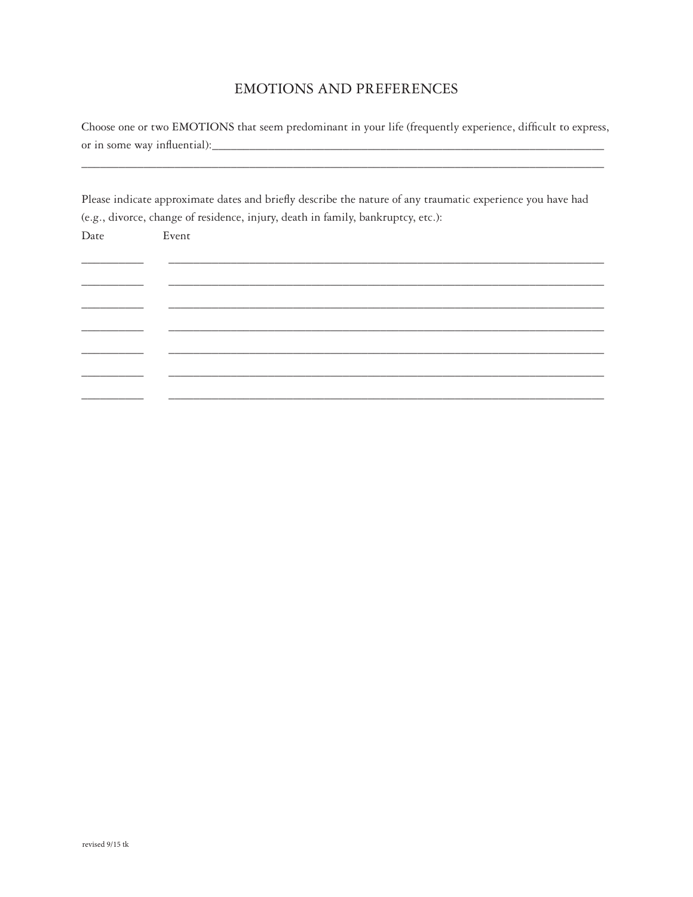# EMOTIONS AND PREFERENCES

Choose one or two EMOTIONS that seem predominant in your life (frequently experience, difficult to express, or in some way influential):\_\_\_\_\_\_\_\_\_\_\_\_\_\_\_\_\_\_\_\_\_\_\_\_\_\_\_\_\_\_\_\_\_\_\_\_\_\_\_\_\_\_\_\_\_\_\_\_\_\_\_\_\_\_\_\_\_\_\_\_\_\_\_\_\_\_\_\_\_\_

\_\_\_\_\_\_\_\_\_\_\_\_\_\_\_\_\_\_\_\_\_\_\_\_\_\_\_\_\_\_\_\_\_\_\_\_\_\_\_\_\_\_\_\_\_\_\_\_\_\_\_\_\_\_\_\_\_\_\_\_\_\_\_\_\_\_\_\_\_\_\_\_\_\_\_\_\_\_\_\_\_\_\_\_\_\_\_\_\_\_

Please indicate approximate dates and briefly describe the nature of any traumatic experience you have had (e.g., divorce, change of residence, injury, death in family, bankruptcy, etc.):

| Date | Event |
|---|---|
| | |
| | |
| | |
| | |
| | |
| | |
| | |

revised 9/15 tk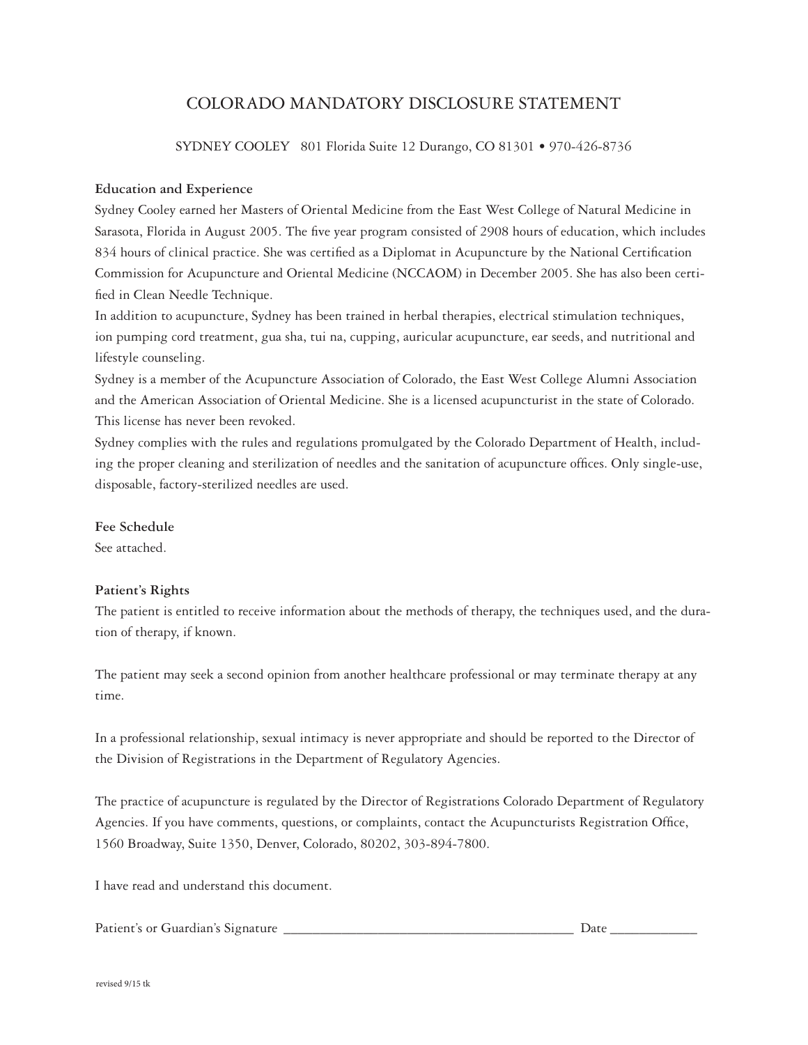# COLORADO MANDATORY DISCLOSURE STATEMENT

SYDNEY COOLEY 801 Florida Suite 12 Durango, CO 81301 • 970-426-8736

**Education and Experience**

Sydney Cooley earned her Masters of Oriental Medicine from the East West College of Natural Medicine in Sarasota, Florida in August 2005. The five year program consisted of 2908 hours of education, which includes 834 hours of clinical practice. She was certified as a Diplomat in Acupuncture by the National Certification Commission for Acupuncture and Oriental Medicine (NCCAOM) in December 2005. She has also been certified in Clean Needle Technique.

In addition to acupuncture, Sydney has been trained in herbal therapies, electrical stimulation techniques, ion pumping cord treatment, gua sha, tui na, cupping, auricular acupuncture, ear seeds, and nutritional and lifestyle counseling.

Sydney is a member of the Acupuncture Association of Colorado, the East West College Alumni Association and the American Association of Oriental Medicine. She is a licensed acupuncturist in the state of Colorado. This license has never been revoked.

Sydney complies with the rules and regulations promulgated by the Colorado Department of Health, including the proper cleaning and sterilization of needles and the sanitation of acupuncture offices. Only single-use, disposable, factory-sterilized needles are used.

**Fee Schedule**

See attached.

**Patient's Rights**

The patient is entitled to receive information about the methods of therapy, the techniques used, and the duration of therapy, if known.

The patient may seek a second opinion from another healthcare professional or may terminate therapy at any time.

In a professional relationship, sexual intimacy is never appropriate and should be reported to the Director of the Division of Registrations in the Department of Regulatory Agencies.

The practice of acupuncture is regulated by the Director of Registrations Colorado Department of Regulatory Agencies. If you have comments, questions, or complaints, contact the Acupuncturists Registration Office, 1560 Broadway, Suite 1350, Denver, Colorado, 80202, 303-894-7800.

I have read and understand this document.

Patient's or Guardian's Signature ________________________________________ Date ____________

revised 9/15 tk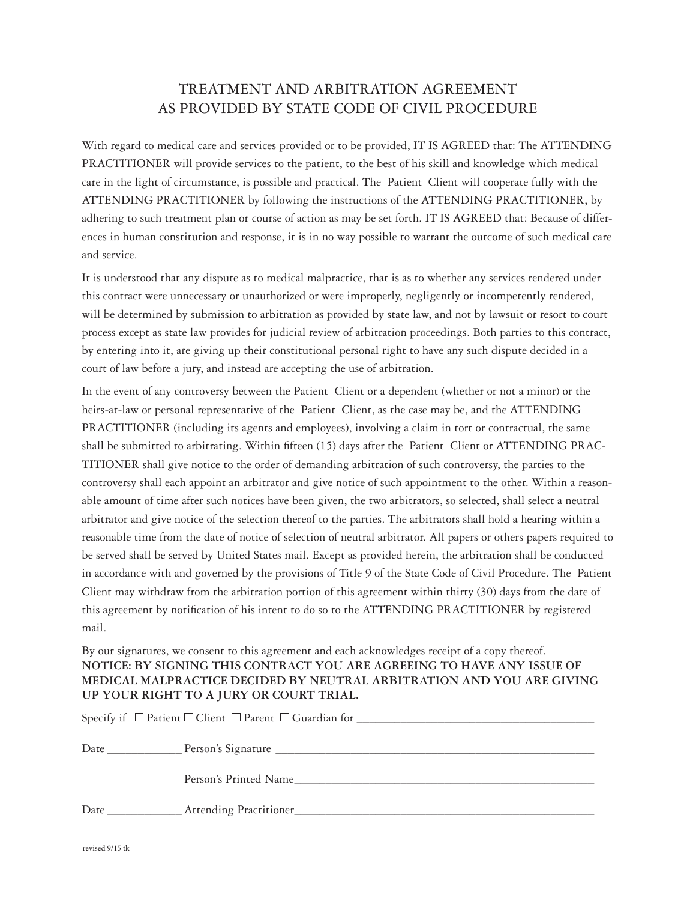# TREATMENT AND ARBITRATION AGREEMENT
# AS PROVIDED BY STATE CODE OF CIVIL PROCEDURE

With regard to medical care and services provided or to be provided, IT IS AGREED that: The ATTENDING PRACTITIONER will provide services to the patient, to the best of his skill and knowledge which medical care in the light of circumstance, is possible and practical. The Patient Client will cooperate fully with the ATTENDING PRACTITIONER by following the instructions of the ATTENDING PRACTITIONER, by adhering to such treatment plan or course of action as may be set forth. IT IS AGREED that: Because of differences in human constitution and response, it is in no way possible to warrant the outcome of such medical care and service.

It is understood that any dispute as to medical malpractice, that is as to whether any services rendered under this contract were unnecessary or unauthorized or were improperly, negligently or incompetently rendered, will be determined by submission to arbitration as provided by state law, and not by lawsuit or resort to court process except as state law provides for judicial review of arbitration proceedings. Both parties to this contract, by entering into it, are giving up their constitutional personal right to have any such dispute decided in a court of law before a jury, and instead are accepting the use of arbitration.

In the event of any controversy between the Patient Client or a dependent (whether or not a minor) or the heirs-at-law or personal representative of the Patient Client, as the case may be, and the ATTENDING PRACTITIONER (including its agents and employees), involving a claim in tort or contractual, the same shall be submitted to arbitrating. Within fifteen (15) days after the Patient Client or ATTENDING PRACTITIONER shall give notice to the order of demanding arbitration of such controversy, the parties to the controversy shall each appoint an arbitrator and give notice of such appointment to the other. Within a reasonable amount of time after such notices have been given, the two arbitrators, so selected, shall select a neutral arbitrator and give notice of the selection thereof to the parties. The arbitrators shall hold a hearing within a reasonable time from the date of notice of selection of neutral arbitrator. All papers or others papers required to be served shall be served by United States mail. Except as provided herein, the arbitration shall be conducted in accordance with and governed by the provisions of Title 9 of the State Code of Civil Procedure. The Patient Client may withdraw from the arbitration portion of this agreement within thirty (30) days from the date of this agreement by notification of his intent to do so to the ATTENDING PRACTITIONER by registered mail.

By our signatures, we consent to this agreement and each acknowledges receipt of a copy thereof.
**NOTICE: BY SIGNING THIS CONTRACT YOU ARE AGREEING TO HAVE ANY ISSUE OF MEDICAL MALPRACTICE DECIDED BY NEUTRAL ARBITRATION AND YOU ARE GIVING UP YOUR RIGHT TO A JURY OR COURT TRIAL.**

Specify if ☐ Patient ☐ Client ☐ Parent ☐ Guardian for ________________________________________

Date ____________ Person's Signature ________________________________________________________

Person's Printed Name____________________________________________________

Date ____________ Attending Practitioner____________________________________________________

revised 9/15 tk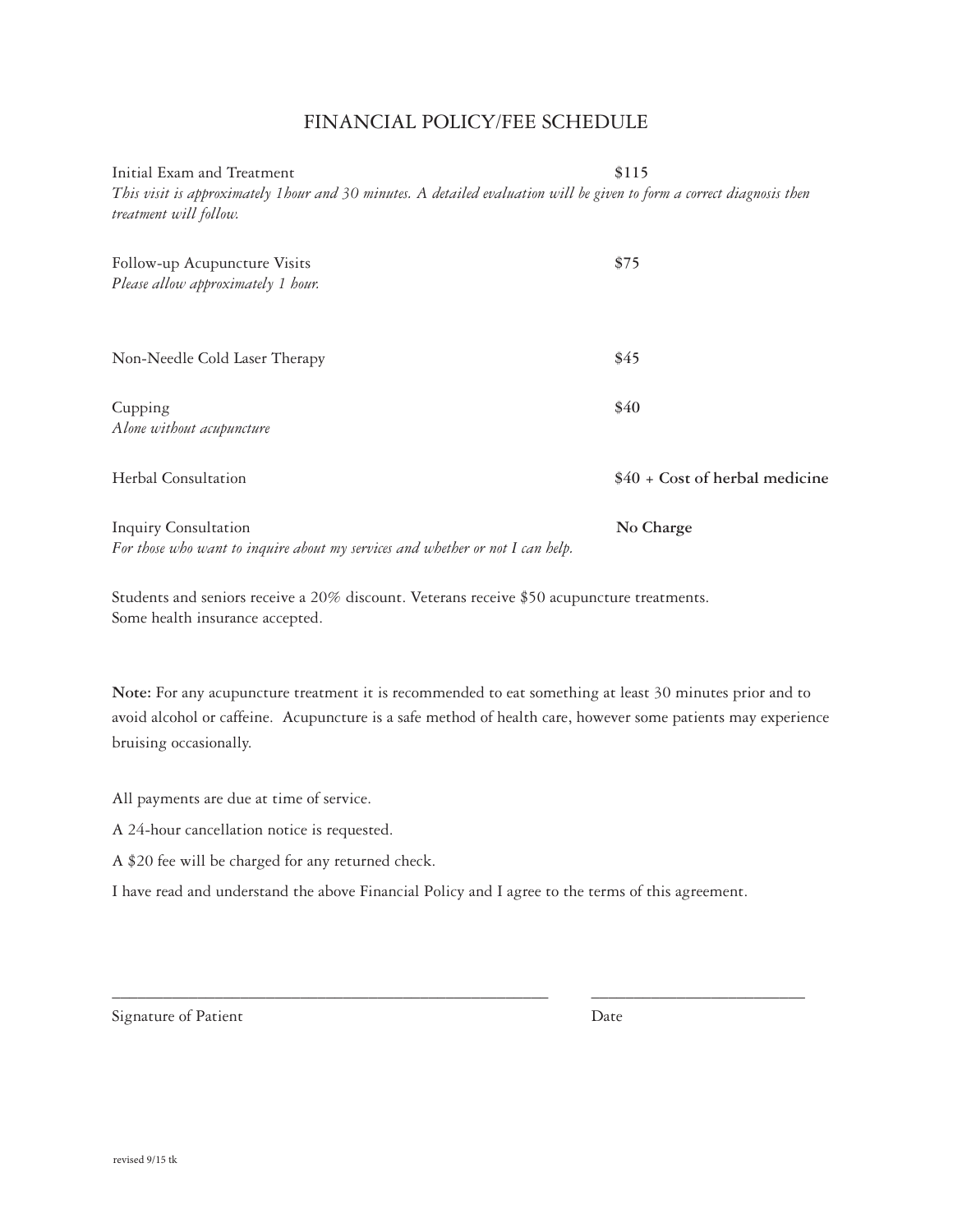# FINANCIAL POLICY/FEE SCHEDULE

Initial Exam and Treatment — $115

*This visit is approximately 1hour and 30 minutes. A detailed evaluation will be given to form a correct diagnosis then treatment will follow.*

Follow-up Acupuncture Visits — $75

*Please allow approximately 1 hour.*

Non-Needle Cold Laser Therapy — $45

Cupping — $40

*Alone without acupuncture*

Herbal Consultation — **$40 + Cost of herbal medicine**

Inquiry Consultation — **No Charge**

*For those who want to inquire about my services and whether or not I can help.*

Students and seniors receive a 20% discount. Veterans receive $50 acupuncture treatments.
Some health insurance accepted.

**Note:** For any acupuncture treatment it is recommended to eat something at least 30 minutes prior and to avoid alcohol or caffeine. Acupuncture is a safe method of health care, however some patients may experience bruising occasionally.

All payments are due at time of service.

A 24-hour cancellation notice is requested.

A $20 fee will be charged for any returned check.

I have read and understand the above Financial Policy and I agree to the terms of this agreement.

\_\_\_\_\_\_\_\_\_\_\_\_\_\_\_\_\_\_\_\_\_\_\_\_\_\_\_\_\_\_\_\_\_\_\_\_ \_\_\_\_\_\_\_\_\_\_\_\_\_\_\_\_\_\_

Signature of Patient Date

revised 9/15 tk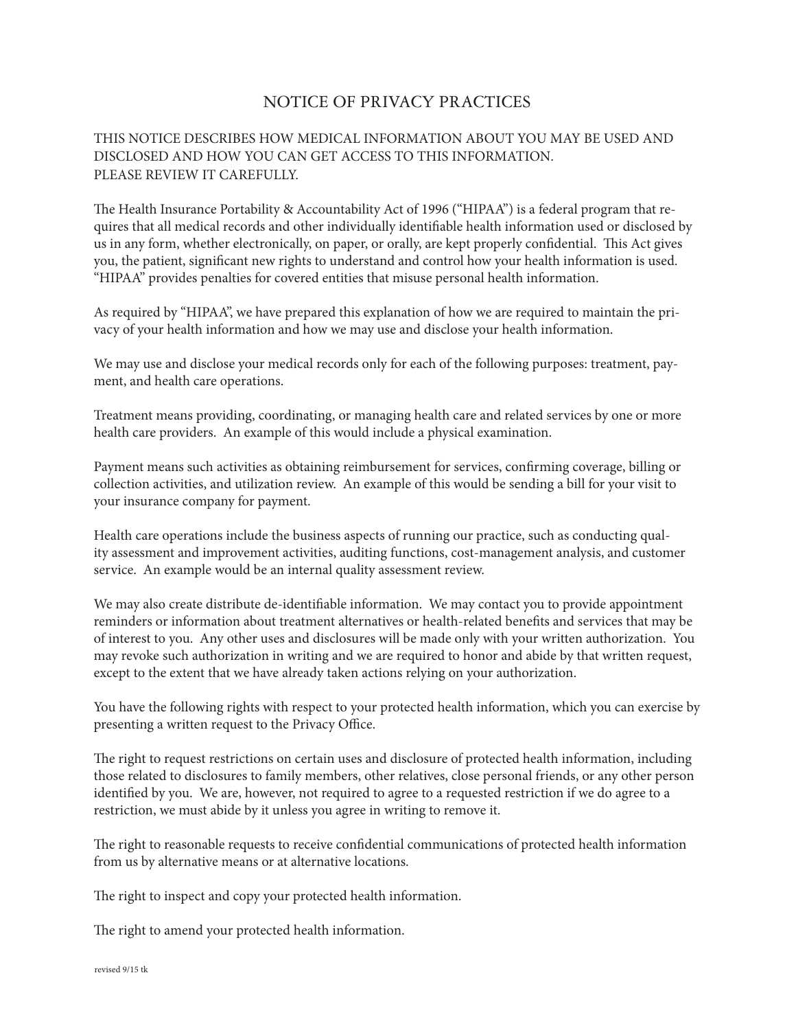# NOTICE OF PRIVACY PRACTICES

THIS NOTICE DESCRIBES HOW MEDICAL INFORMATION ABOUT YOU MAY BE USED AND DISCLOSED AND HOW YOU CAN GET ACCESS TO THIS INFORMATION.
PLEASE REVIEW IT CAREFULLY.

The Health Insurance Portability & Accountability Act of 1996 ("HIPAA") is a federal program that requires that all medical records and other individually identifiable health information used or disclosed by us in any form, whether electronically, on paper, or orally, are kept properly confidential. This Act gives you, the patient, significant new rights to understand and control how your health information is used. "HIPAA" provides penalties for covered entities that misuse personal health information.

As required by "HIPAA", we have prepared this explanation of how we are required to maintain the privacy of your health information and how we may use and disclose your health information.

We may use and disclose your medical records only for each of the following purposes: treatment, payment, and health care operations.

Treatment means providing, coordinating, or managing health care and related services by one or more health care providers. An example of this would include a physical examination.

Payment means such activities as obtaining reimbursement for services, confirming coverage, billing or collection activities, and utilization review. An example of this would be sending a bill for your visit to your insurance company for payment.

Health care operations include the business aspects of running our practice, such as conducting quality assessment and improvement activities, auditing functions, cost-management analysis, and customer service. An example would be an internal quality assessment review.

We may also create distribute de-identifiable information. We may contact you to provide appointment reminders or information about treatment alternatives or health-related benefits and services that may be of interest to you. Any other uses and disclosures will be made only with your written authorization. You may revoke such authorization in writing and we are required to honor and abide by that written request, except to the extent that we have already taken actions relying on your authorization.

You have the following rights with respect to your protected health information, which you can exercise by presenting a written request to the Privacy Office.

The right to request restrictions on certain uses and disclosure of protected health information, including those related to disclosures to family members, other relatives, close personal friends, or any other person identified by you. We are, however, not required to agree to a requested restriction if we do agree to a restriction, we must abide by it unless you agree in writing to remove it.

The right to reasonable requests to receive confidential communications of protected health information from us by alternative means or at alternative locations.

The right to inspect and copy your protected health information.

The right to amend your protected health information.

revised 9/15 tk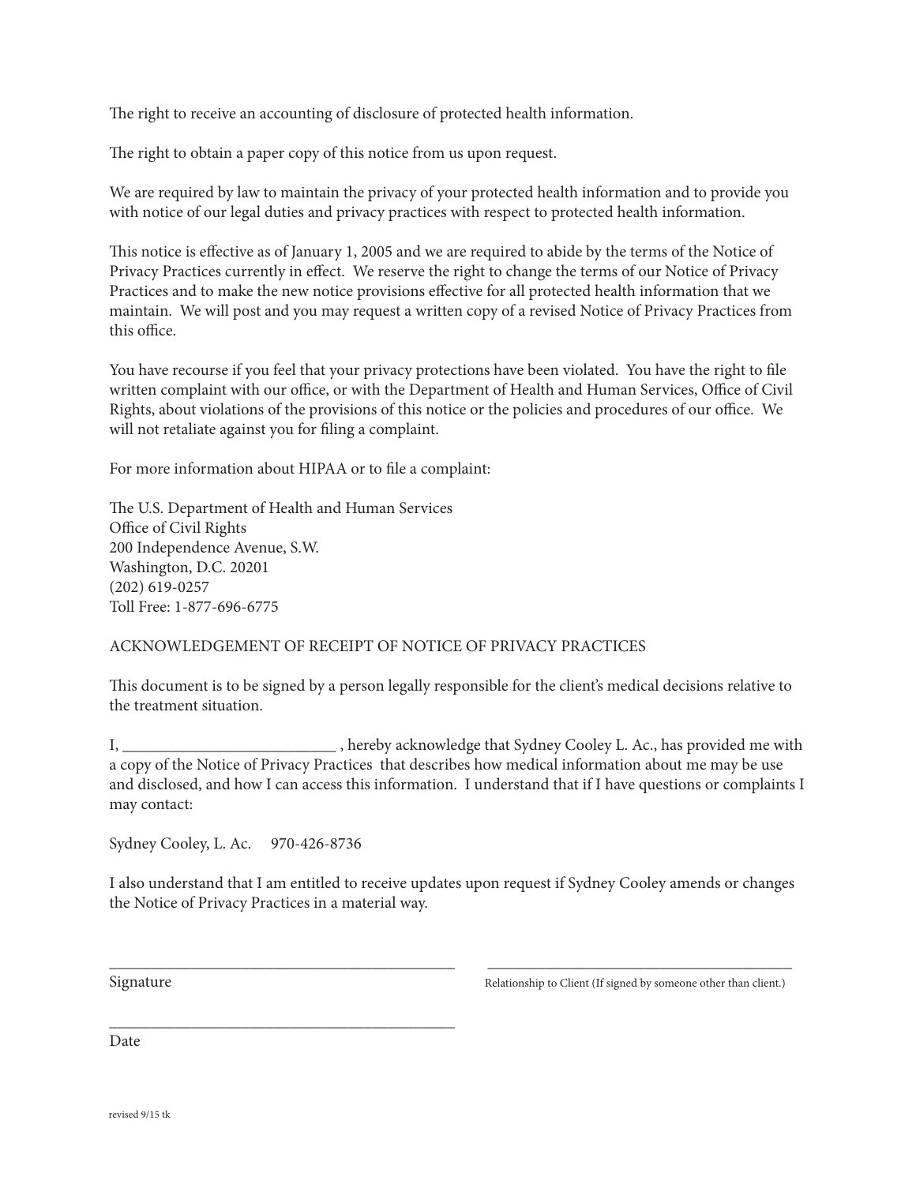The right to receive an accounting of disclosure of protected health information.

The right to obtain a paper copy of this notice from us upon request.

We are required by law to maintain the privacy of your protected health information and to provide you with notice of our legal duties and privacy practices with respect to protected health information.

This notice is effective as of January 1, 2005 and we are required to abide by the terms of the Notice of Privacy Practices currently in effect. We reserve the right to change the terms of our Notice of Privacy Practices and to make the new notice provisions effective for all protected health information that we maintain. We will post and you may request a written copy of a revised Notice of Privacy Practices from this office.

You have recourse if you feel that your privacy protections have been violated. You have the right to file written complaint with our office, or with the Department of Health and Human Services, Office of Civil Rights, about violations of the provisions of this notice or the policies and procedures of our office. We will not retaliate against you for filing a complaint.

For more information about HIPAA or to file a complaint:

The U.S. Department of Health and Human Services
Office of Civil Rights
200 Independence Avenue, S.W.
Washington, D.C. 20201
(202) 619-0257
Toll Free: 1-877-696-6775

ACKNOWLEDGEMENT OF RECEIPT OF NOTICE OF PRIVACY PRACTICES

This document is to be signed by a person legally responsible for the client's medical decisions relative to the treatment situation.

I, ___________________________ , hereby acknowledge that Sydney Cooley L. Ac., has provided me with a copy of the Notice of Privacy Practices that describes how medical information about me may be use and disclosed, and how I can access this information. I understand that if I have questions or complaints I may contact:

Sydney Cooley, L. Ac. 970-426-8736

I also understand that I am entitled to receive updates upon request if Sydney Cooley amends or changes the Notice of Privacy Practices in a material way.

_____________________________________________ _________________________________________

Signature Relationship to Client (If signed by someone other than client.)

_____________________________________________

Date

revised 9/15 tk